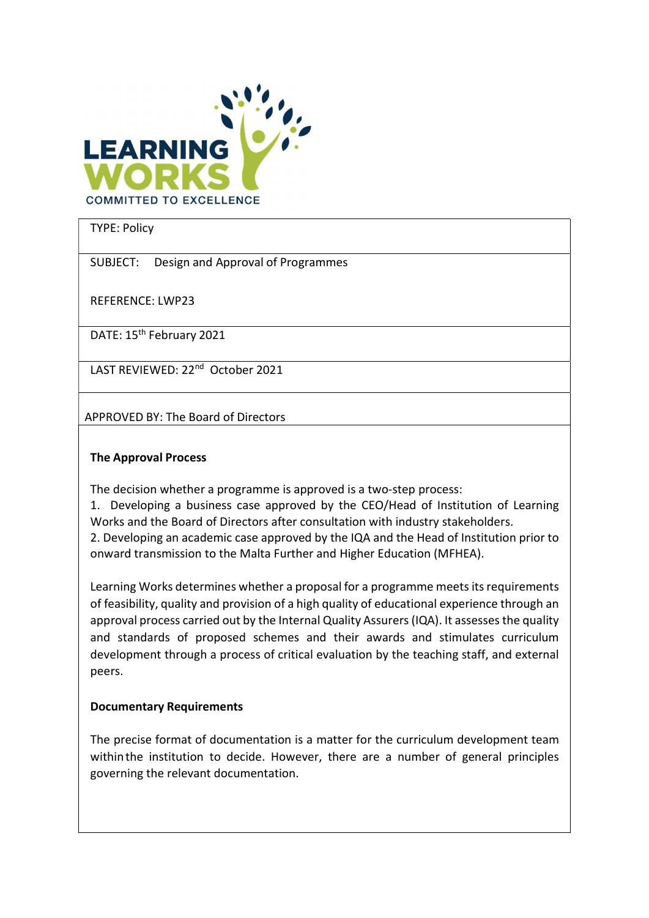LEARNING WORKS
COMMITTED TO EXCELLENCE

TYPE: Policy

SUBJECT: Design and Approval of Programmes

REFERENCE: LWP23

DATE: 15th February 2021

LAST REVIEWED: 22nd October 2021

APPROVED BY: The Board of Directors

**The Approval Process**

The decision whether a programme is approved is a two-step process:

1. Developing a business case approved by the CEO/Head of Institution of Learning Works and the Board of Directors after consultation with industry stakeholders.
2. Developing an academic case approved by the IQA and the Head of Institution prior to onward transmission to the Malta Further and Higher Education (MFHEA).

Learning Works determines whether a proposal for a programme meets its requirements of feasibility, quality and provision of a high quality of educational experience through an approval process carried out by the Internal Quality Assurers (IQA). It assesses the quality and standards of proposed schemes and their awards and stimulates curriculum development through a process of critical evaluation by the teaching staff, and external peers.

**Documentary Requirements**

The precise format of documentation is a matter for the curriculum development team within the institution to decide. However, there are a number of general principles governing the relevant documentation.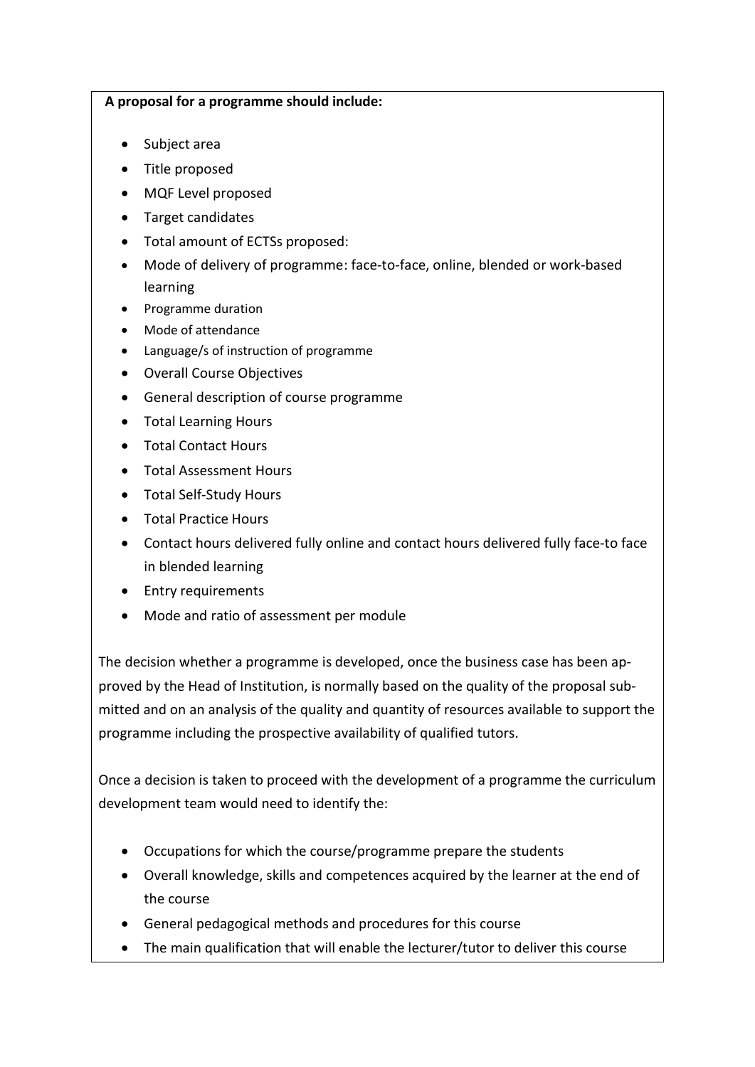**A proposal for a programme should include:**

- Subject area
- Title proposed
- MQF Level proposed
- Target candidates
- Total amount of ECTSs proposed:
- Mode of delivery of programme: face-to-face, online, blended or work-based learning
- Programme duration
- Mode of attendance
- Language/s of instruction of programme
- Overall Course Objectives
- General description of course programme
- Total Learning Hours
- Total Contact Hours
- Total Assessment Hours
- Total Self-Study Hours
- Total Practice Hours
- Contact hours delivered fully online and contact hours delivered fully face-to face in blended learning
- Entry requirements
- Mode and ratio of assessment per module

The decision whether a programme is developed, once the business case has been approved by the Head of Institution, is normally based on the quality of the proposal submitted and on an analysis of the quality and quantity of resources available to support the programme including the prospective availability of qualified tutors.

Once a decision is taken to proceed with the development of a programme the curriculum development team would need to identify the:

- Occupations for which the course/programme prepare the students
- Overall knowledge, skills and competences acquired by the learner at the end of the course
- General pedagogical methods and procedures for this course
- The main qualification that will enable the lecturer/tutor to deliver this course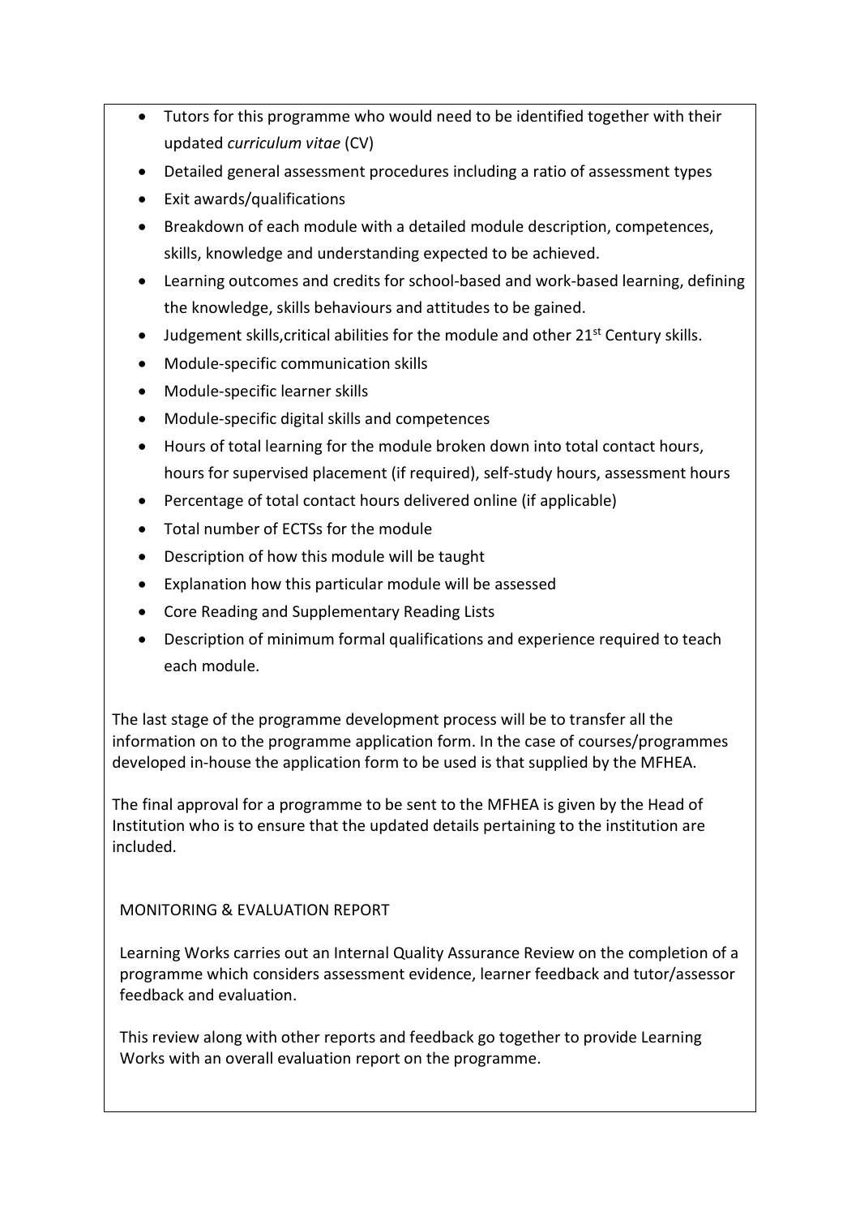- Tutors for this programme who would need to be identified together with their updated *curriculum vitae* (CV)
- Detailed general assessment procedures including a ratio of assessment types
- Exit awards/qualifications
- Breakdown of each module with a detailed module description, competences, skills, knowledge and understanding expected to be achieved.
- Learning outcomes and credits for school-based and work-based learning, defining the knowledge, skills behaviours and attitudes to be gained.
- Judgement skills,critical abilities for the module and other 21st Century skills.
- Module-specific communication skills
- Module-specific learner skills
- Module-specific digital skills and competences
- Hours of total learning for the module broken down into total contact hours, hours for supervised placement (if required), self-study hours, assessment hours
- Percentage of total contact hours delivered online (if applicable)
- Total number of ECTSs for the module
- Description of how this module will be taught
- Explanation how this particular module will be assessed
- Core Reading and Supplementary Reading Lists
- Description of minimum formal qualifications and experience required to teach each module.

The last stage of the programme development process will be to transfer all the information on to the programme application form. In the case of courses/programmes developed in-house the application form to be used is that supplied by the MFHEA.

The final approval for a programme to be sent to the MFHEA is given by the Head of Institution who is to ensure that the updated details pertaining to the institution are included.

MONITORING & EVALUATION REPORT

Learning Works carries out an Internal Quality Assurance Review on the completion of a programme which considers assessment evidence, learner feedback and tutor/assessor feedback and evaluation.

This review along with other reports and feedback go together to provide Learning Works with an overall evaluation report on the programme.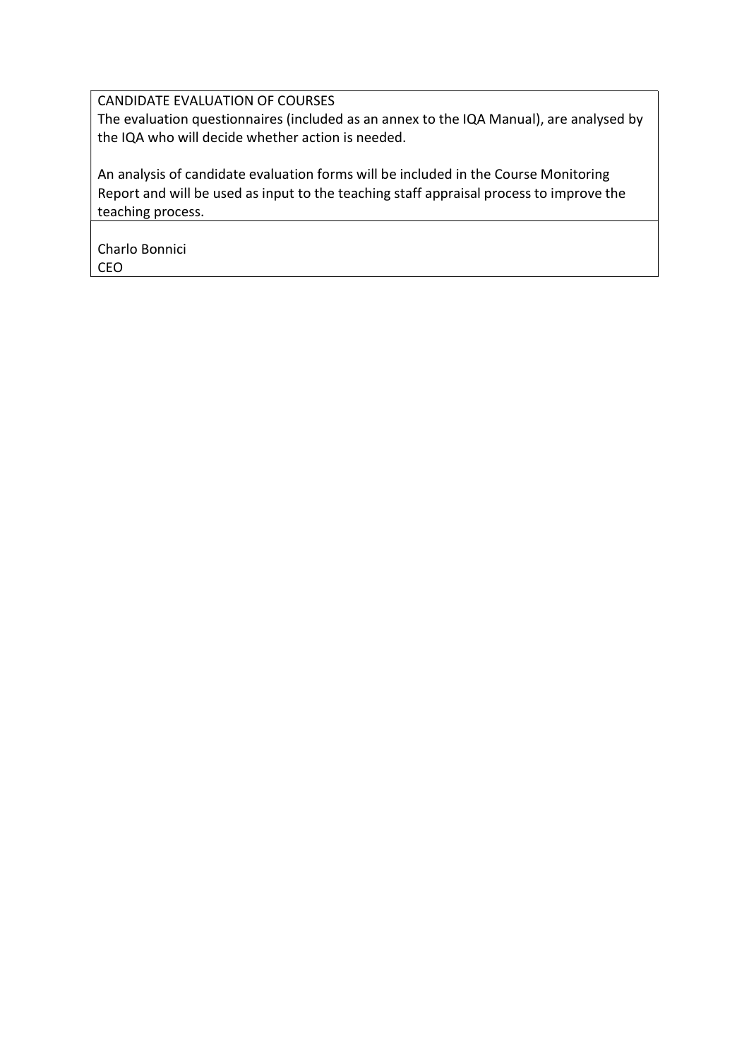CANDIDATE EVALUATION OF COURSES

The evaluation questionnaires (included as an annex to the IQA Manual), are analysed by the IQA who will decide whether action is needed.

An analysis of candidate evaluation forms will be included in the Course Monitoring Report and will be used as input to the teaching staff appraisal process to improve the teaching process.

Charlo Bonnici
CEO